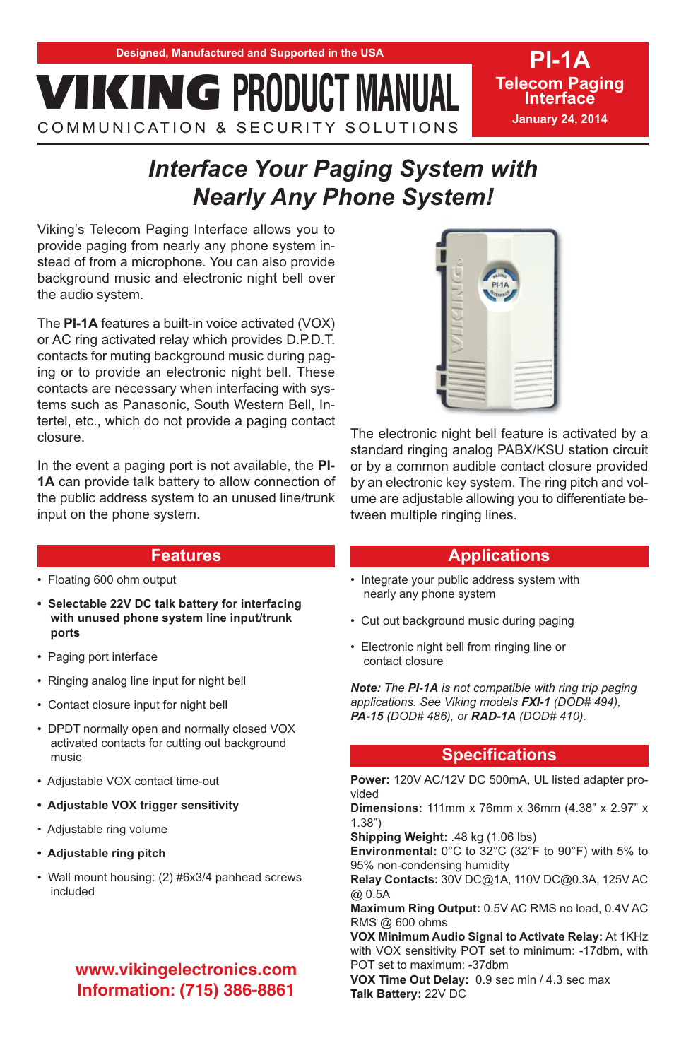Designed, Manufactured and Supported in the USA

# VIKING PRODUCT MANUAL

COMMUNICATION & SECURITY SOLUTIONS

**PI-1A**

**Telecom Paging Interface**

**January 24, 2014**

## *Interface Your Paging System with Nearly Any Phone System!*

Viking's Telecom Paging Interface allows you to provide paging from nearly any phone system instead of from a microphone. You can also provide background music and electronic night bell over the audio system.

The **PI-1A** features a built-in voice activated (VOX) or AC ring activated relay which provides D.P.D.T. contacts for muting background music during paging or to provide an electronic night bell. These contacts are necessary when interfacing with systems such as Panasonic, South Western Bell, Intertel, etc., which do not provide a paging contact closure.

In the event a paging port is not available, the **PI-1A** can provide talk battery to allow connection of the public address system to an unused line/trunk input on the phone system.

The electronic night bell feature is activated by a standard ringing analog PABX/KSU station circuit or by a common audible contact closure provided by an electronic key system. The ring pitch and volume are adjustable allowing you to differentiate between multiple ringing lines.

## Features

- Floating 600 ohm output
- **Selectable 22V DC talk battery for interfacing with unused phone system line input/trunk ports**
- Paging port interface
- Ringing analog line input for night bell
- Contact closure input for night bell
- DPDT normally open and normally closed VOX activated contacts for cutting out background music
- Adjustable VOX contact time-out
- **Adjustable VOX trigger sensitivity**
- Adjustable ring volume
- **Adjustable ring pitch**
- Wall mount housing: (2) #6x3/4 panhead screws included

## Applications

- Integrate your public address system with nearly any phone system
- Cut out background music during paging
- Electronic night bell from ringing line or contact closure

***Note:*** *The **PI-1A** is not compatible with ring trip paging applications. See Viking models **FXI-1** (DOD# 494), **PA-15** (DOD# 486), or **RAD-1A** (DOD# 410).*

## Specifications

**Power:** 120V AC/12V DC 500mA, UL listed adapter provided
**Dimensions:** 111mm x 76mm x 36mm (4.38" x 2.97" x 1.38")
**Shipping Weight:** .48 kg (1.06 lbs)
**Environmental:** 0°C to 32°C (32°F to 90°F) with 5% to 95% non-condensing humidity
**Relay Contacts:** 30V DC@1A, 110V DC@0.3A, 125V AC @ 0.5A
**Maximum Ring Output:** 0.5V AC RMS no load, 0.4V AC RMS @ 600 ohms
**VOX Minimum Audio Signal to Activate Relay:** At 1KHz with VOX sensitivity POT set to minimum: -17dbm, with POT set to maximum: -37dbm
**VOX Time Out Delay:** 0.9 sec min / 4.3 sec max
**Talk Battery:** 22V DC

**www.vikingelectronics.com**
**Information: (715) 386-8861**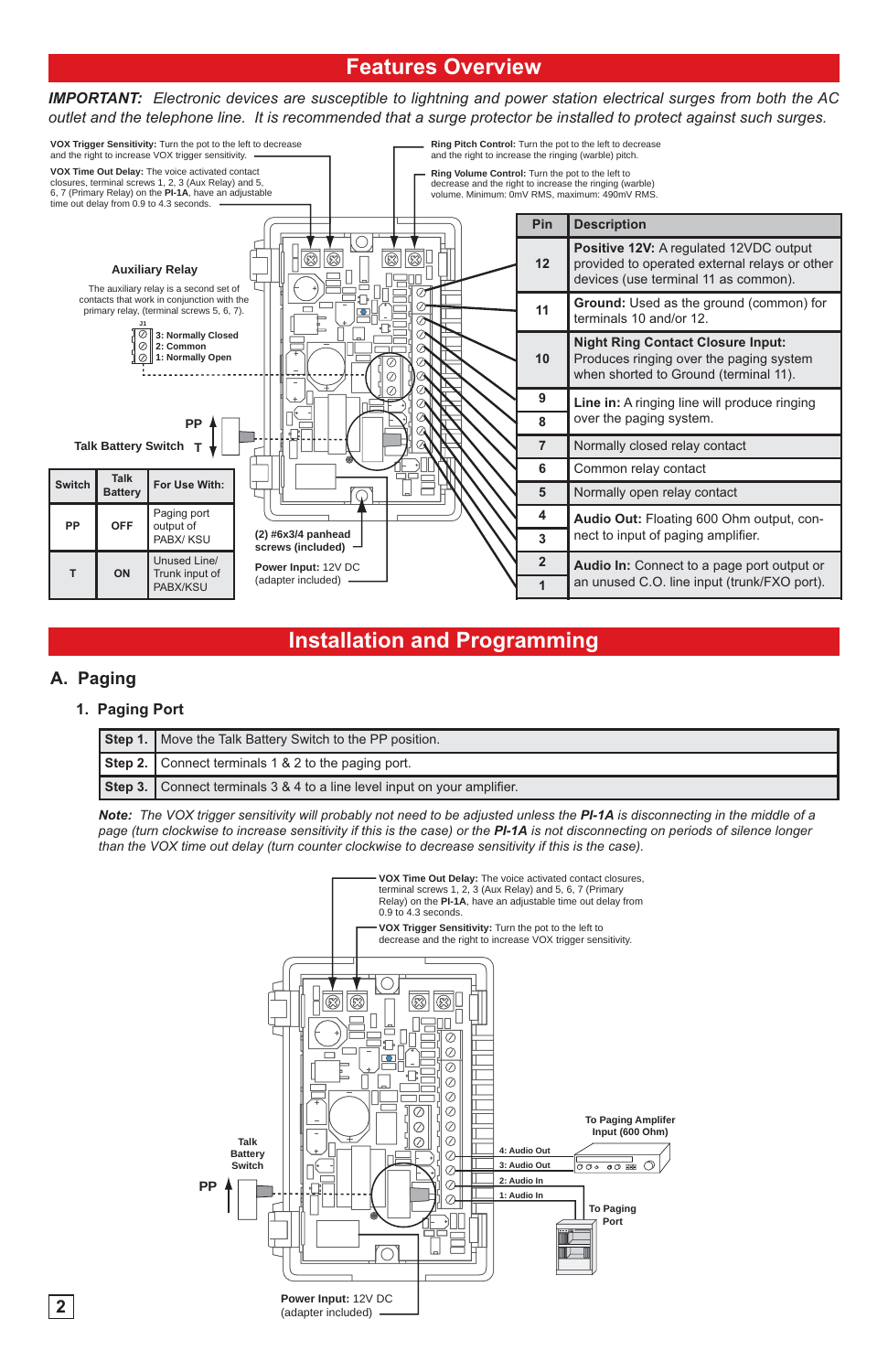## Features Overview

***IMPORTANT:*** *Electronic devices are susceptible to lightning and power station electrical surges from both the AC outlet and the telephone line. It is recommended that a surge protector be installed to protect against such surges.*

**VOX Trigger Sensitivity:** Turn the pot to the left to decrease and the right to increase VOX trigger sensitivity.

**VOX Time Out Delay:** The voice activated contact closures, terminal screws 1, 2, 3 (Aux Relay) and 5, 6, 7 (Primary Relay) on the **PI-1A**, have an adjustable time out delay from 0.9 to 4.3 seconds.

**Ring Pitch Control:** Turn the pot to the left to decrease and the right to increase the ringing (warble) pitch.

**Ring Volume Control:** Turn the pot to the left to decrease and the right to increase the ringing (warble) volume. Minimum: 0mV RMS, maximum: 490mV RMS.

**Auxiliary Relay**

The auxiliary relay is a second set of contacts that work in conjunction with the primary relay, (terminal screws 5, 6, 7).

J1
- 3: Normally Closed
- 2: Common
- 1: Normally Open

**PP**

**Talk Battery Switch** **T**

**(2) #6x3/4 panhead screws (included)**

**Power Input:** 12V DC (adapter included)

| Switch | Talk Battery | For Use With: |
|---|---|---|
| **PP** | **OFF** | Paging port output of PABX/ KSU |
| **T** | **ON** | Unused Line/ Trunk input of PABX/KSU |

| Pin | Description |
|---|---|
| **12** | **Positive 12V:** A regulated 12VDC output provided to operated external relays or other devices (use terminal 11 as common). |
| **11** | **Ground:** Used as the ground (common) for terminals 10 and/or 12. |
| **10** | **Night Ring Contact Closure Input:** Produces ringing over the paging system when shorted to Ground (terminal 11). |
| **9** | **Line in:** A ringing line will produce ringing over the paging system. |
| **8** | |
| **7** | Normally closed relay contact |
| **6** | Common relay contact |
| **5** | Normally open relay contact |
| **4** | **Audio Out:** Floating 600 Ohm output, connect to input of paging amplifier. |
| **3** | |
| **2** | **Audio In:** Connect to a page port output or an unused C.O. line input (trunk/FXO port). |
| **1** | |

## Installation and Programming

### A. Paging

#### 1. Paging Port

| | |
|---|---|
| **Step 1.** | Move the Talk Battery Switch to the PP position. |
| **Step 2.** | Connect terminals 1 & 2 to the paging port. |
| **Step 3.** | Connect terminals 3 & 4 to a line level input on your amplifier. |

***Note:*** *The VOX trigger sensitivity will probably not need to be adjusted unless the* ***PI-1A*** *is disconnecting in the middle of a page (turn clockwise to increase sensitivity if this is the case) or the* ***PI-1A*** *is not disconnecting on periods of silence longer than the VOX time out delay (turn counter clockwise to decrease sensitivity if this is the case).*

**VOX Time Out Delay:** The voice activated contact closures, terminal screws 1, 2, 3 (Aux Relay) and 5, 6, 7 (Primary Relay) on the **PI-1A**, have an adjustable time out delay from 0.9 to 4.3 seconds.

**VOX Trigger Sensitivity:** Turn the pot to the left to decrease and the right to increase VOX trigger sensitivity.

**Talk Battery Switch**

**PP**

**To Paging Amplifier Input (600 Ohm)**

- 4: Audio Out
- 3: Audio Out
- 2: Audio In
- 1: Audio In

**To Paging Port**

**Power Input:** 12V DC (adapter included)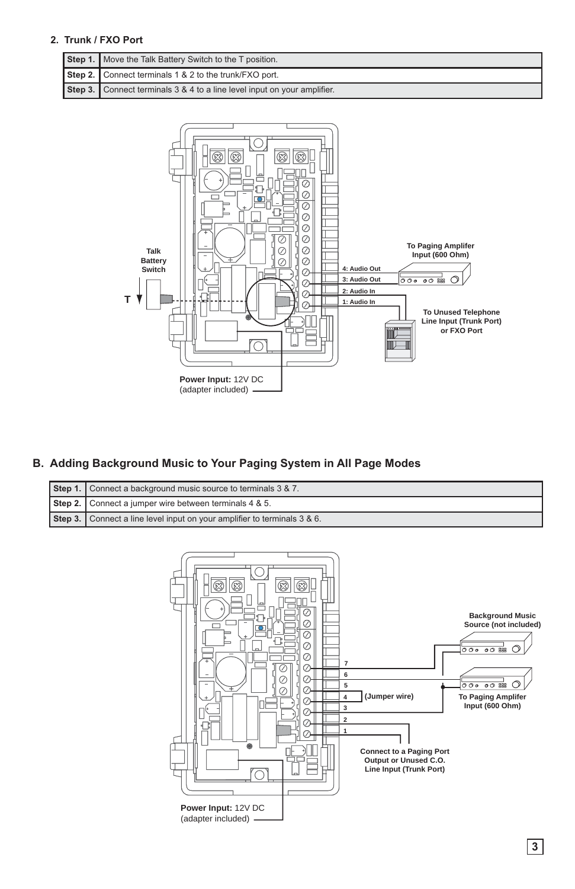### 2. Trunk / FXO Port

| Step | Instruction |
|---|---|
| **Step 1.** | Move the Talk Battery Switch to the T position. |
| **Step 2.** | Connect terminals 1 & 2 to the trunk/FXO port. |
| **Step 3.** | Connect terminals 3 & 4 to a line level input on your amplifier. |

Talk Battery Switch

T

4: Audio Out

3: Audio Out

2: Audio In

1: Audio In

To Paging Amplifer Input (600 Ohm)

To Unused Telephone Line Input (Trunk Port) or FXO Port

**Power Input:** 12V DC (adapter included)

## B. Adding Background Music to Your Paging System in All Page Modes

| Step | Instruction |
|---|---|
| **Step 1.** | Connect a background music source to terminals 3 & 7. |
| **Step 2.** | Connect a jumper wire between terminals 4 & 5. |
| **Step 3.** | Connect a line level input on your amplifier to terminals 3 & 6. |

Background Music Source (not included)

(Jumper wire)

To Paging Amplifer Input (600 Ohm)

Connect to a Paging Port Output or Unused C.O. Line Input (Trunk Port)

**Power Input:** 12V DC (adapter included)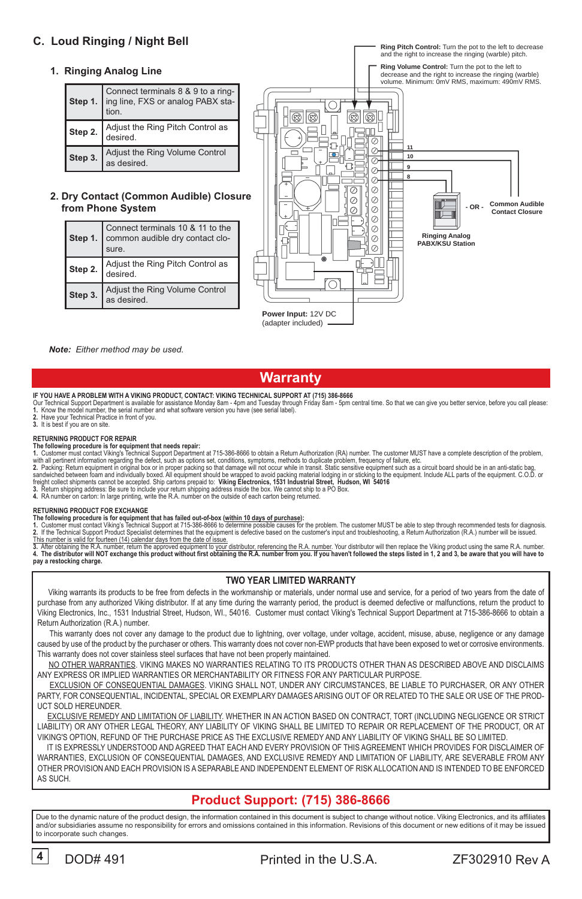## C. Loud Ringing / Night Bell

### 1. Ringing Analog Line

| | |
|---|---|
| **Step 1.** | Connect terminals 8 & 9 to a ringing line, FXS or analog PABX station. |
| **Step 2.** | Adjust the Ring Pitch Control as desired. |
| **Step 3.** | Adjust the Ring Volume Control as desired. |

### 2. Dry Contact (Common Audible) Closure from Phone System

| | |
|---|---|
| **Step 1.** | Connect terminals 10 & 11 to the common audible dry contact closure. |
| **Step 2.** | Adjust the Ring Pitch Control as desired. |
| **Step 3.** | Adjust the Ring Volume Control as desired. |

**Ring Pitch Control:** Turn the pot to the left to decrease and the right to increase the ringing (warble) pitch.

**Ring Volume Control:** Turn the pot to the left to decrease and the right to increase the ringing (warble) volume. Minimum: 0mV RMS, maximum: 490mV RMS.

11
10
9
8

Ringing Analog PABX/KSU Station

- OR -

Common Audible Contact Closure

**Power Input:** 12V DC (adapter included)

***Note:*** *Either method may be used.*

## Warranty

**IF YOU HAVE A PROBLEM WITH A VIKING PRODUCT, CONTACT: VIKING TECHNICAL SUPPORT AT (715) 386-8666**
Our Technical Support Department is available for assistance Monday 8am - 4pm and Tuesday through Friday 8am - 5pm central time. So that we can give you better service, before you call please:
**1.** Know the model number, the serial number and what software version you have (see serial label).
**2.** Have your Technical Practice in front of you.
**3.** It is best if you are on site.

**RETURNING PRODUCT FOR REPAIR**
**The following procedure is for equipment that needs repair:**
**1.** Customer must contact Viking's Technical Support Department at 715-386-8666 to obtain a Return Authorization (RA) number. The customer MUST have a complete description of the problem, with all pertinent information regarding the defect, such as options set, conditions, symptoms, methods to duplicate problem, frequency of failure, etc.
**2.** Packing: Return equipment in original box or in proper packing so that damage will not occur while in transit. Static sensitive equipment such as a circuit board should be in an anti-static bag, sandwiched between foam and individually boxed. All equipment should be wrapped to avoid packing material lodging in or sticking to the equipment. Include ALL parts of the equipment. C.O.D. or freight collect shipments cannot be accepted. Ship cartons prepaid to: **Viking Electronics, 1531 Industrial Street, Hudson, WI 54016**
**3.** Return shipping address: Be sure to include your return shipping address inside the box. We cannot ship to a PO Box.
**4.** RA number on carton: In large printing, write the R.A. number on the outside of each carton being returned.

**RETURNING PRODUCT FOR EXCHANGE**
**The following procedure is for equipment that has failed out-of-box (within 10 days of purchase):**
**1.** Customer must contact Viking's Technical Support at 715-386-8666 to determine possible causes for the problem. The customer MUST be able to step through recommended tests for diagnosis.
**2.** If the Technical Support Product Specialist determines that the equipment is defective based on the customer's input and troubleshooting, a Return Authorization (R.A.) number will be issued. This number is valid for fourteen (14) calendar days from the date of issue.
**3.** After obtaining the R.A. number, return the approved equipment to your distributor, referencing the R.A. number. Your distributor will then replace the Viking product using the same R.A. number.
**4. The distributor will NOT exchange this product without first obtaining the R.A. number from you. If you haven't followed the steps listed in 1, 2 and 3, be aware that you will have to pay a restocking charge.**

### TWO YEAR LIMITED WARRANTY

Viking warrants its products to be free from defects in the workmanship or materials, under normal use and service, for a period of two years from the date of purchase from any authorized Viking distributor. If at any time during the warranty period, the product is deemed defective or malfunctions, return the product to Viking Electronics, Inc., 1531 Industrial Street, Hudson, WI., 54016. Customer must contact Viking's Technical Support Department at 715-386-8666 to obtain a Return Authorization (R.A.) number.

This warranty does not cover any damage to the product due to lightning, over voltage, under voltage, accident, misuse, abuse, negligence or any damage caused by use of the product by the purchaser or others. This warranty does not cover non-EWP products that have been exposed to wet or corrosive environments. This warranty does not cover stainless steel surfaces that have not been properly maintained.

NO OTHER WARRANTIES. VIKING MAKES NO WARRANTIES RELATING TO ITS PRODUCTS OTHER THAN AS DESCRIBED ABOVE AND DISCLAIMS ANY EXPRESS OR IMPLIED WARRANTIES OR MERCHANTABILITY OR FITNESS FOR ANY PARTICULAR PURPOSE.

EXCLUSION OF CONSEQUENTIAL DAMAGES. VIKING SHALL NOT, UNDER ANY CIRCUMSTANCES, BE LIABLE TO PURCHASER, OR ANY OTHER PARTY, FOR CONSEQUENTIAL, INCIDENTAL, SPECIAL OR EXEMPLARY DAMAGES ARISING OUT OF OR RELATED TO THE SALE OR USE OF THE PRODUCT SOLD HEREUNDER.

EXCLUSIVE REMEDY AND LIMITATION OF LIABILITY. WHETHER IN AN ACTION BASED ON CONTRACT, TORT (INCLUDING NEGLIGENCE OR STRICT LIABILITY) OR ANY OTHER LEGAL THEORY, ANY LIABILITY OF VIKING SHALL BE LIMITED TO REPAIR OR REPLACEMENT OF THE PRODUCT, OR AT VIKING'S OPTION, REFUND OF THE PURCHASE PRICE AS THE EXCLUSIVE REMEDY AND ANY LIABILITY OF VIKING SHALL BE SO LIMITED.

IT IS EXPRESSLY UNDERSTOOD AND AGREED THAT EACH AND EVERY PROVISION OF THIS AGREEMENT WHICH PROVIDES FOR DISCLAIMER OF WARRANTIES, EXCLUSION OF CONSEQUENTIAL DAMAGES, AND EXCLUSIVE REMEDY AND LIMITATION OF LIABILITY, ARE SEVERABLE FROM ANY OTHER PROVISION AND EACH PROVISION IS A SEPARABLE AND INDEPENDENT ELEMENT OF RISK ALLOCATION AND IS INTENDED TO BE ENFORCED AS SUCH.

## Product Support: (715) 386-8666

Due to the dynamic nature of the product design, the information contained in this document is subject to change without notice. Viking Electronics, and its affiliates and/or subsidiaries assume no responsibility for errors and omissions contained in this information. Revisions of this document or new editions of it may be issued to incorporate such changes.

DOD# 491 Printed in the U.S.A. ZF302910 Rev A